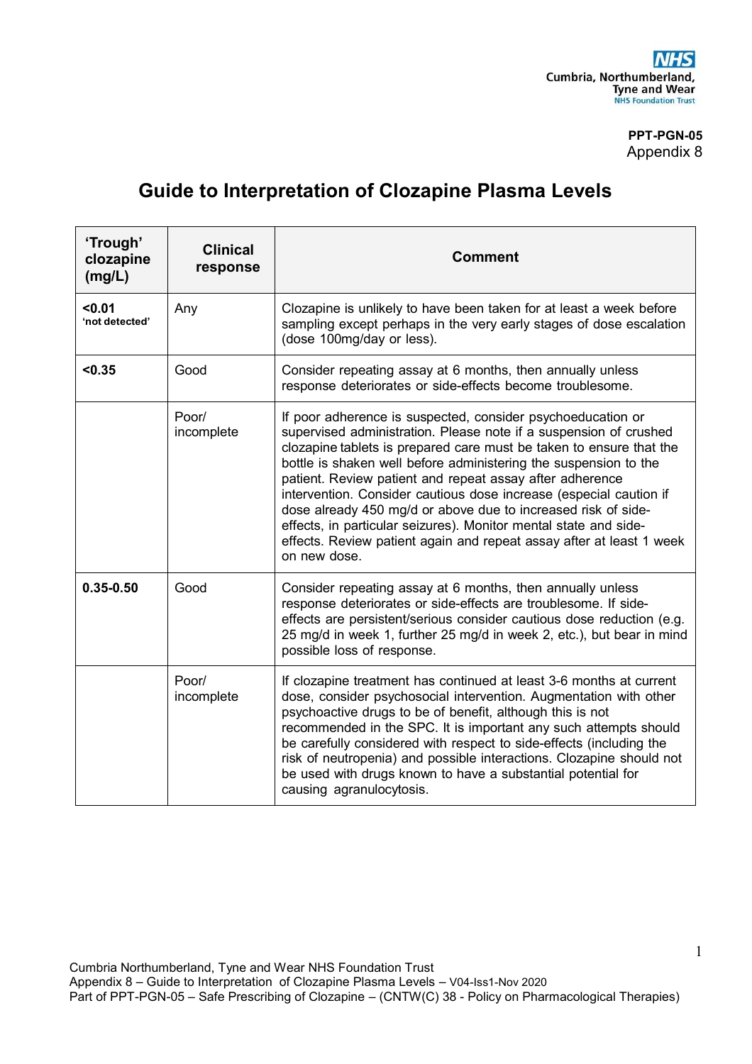PPT-PGN-05
Appendix 8

# Guide to Interpretation of Clozapine Plasma Levels

| 'Trough' clozapine (mg/L) | Clinical response | Comment |
|---|---|---|
| **<0.01** 'not detected' | Any | Clozapine is unlikely to have been taken for at least a week before sampling except perhaps in the very early stages of dose escalation (dose 100mg/day or less). |
| **<0.35** | Good | Consider repeating assay at 6 months, then annually unless response deteriorates or side-effects become troublesome. |
| | Poor/ incomplete | If poor adherence is suspected, consider psychoeducation or supervised administration. Please note if a suspension of crushed clozapine tablets is prepared care must be taken to ensure that the bottle is shaken well before administering the suspension to the patient. Review patient and repeat assay after adherence intervention. Consider cautious dose increase (especial caution if dose already 450 mg/d or above due to increased risk of side-effects, in particular seizures). Monitor mental state and side-effects. Review patient again and repeat assay after at least 1 week on new dose. |
| **0.35-0.50** | Good | Consider repeating assay at 6 months, then annually unless response deteriorates or side-effects are troublesome. If side-effects are persistent/serious consider cautious dose reduction (e.g. 25 mg/d in week 1, further 25 mg/d in week 2, etc.), but bear in mind possible loss of response. |
| | Poor/ incomplete | If clozapine treatment has continued at least 3-6 months at current dose, consider psychosocial intervention. Augmentation with other psychoactive drugs to be of benefit, although this is not recommended in the SPC. It is important any such attempts should be carefully considered with respect to side-effects (including the risk of neutropenia) and possible interactions. Clozapine should not be used with drugs known to have a substantial potential for causing agranulocytosis. |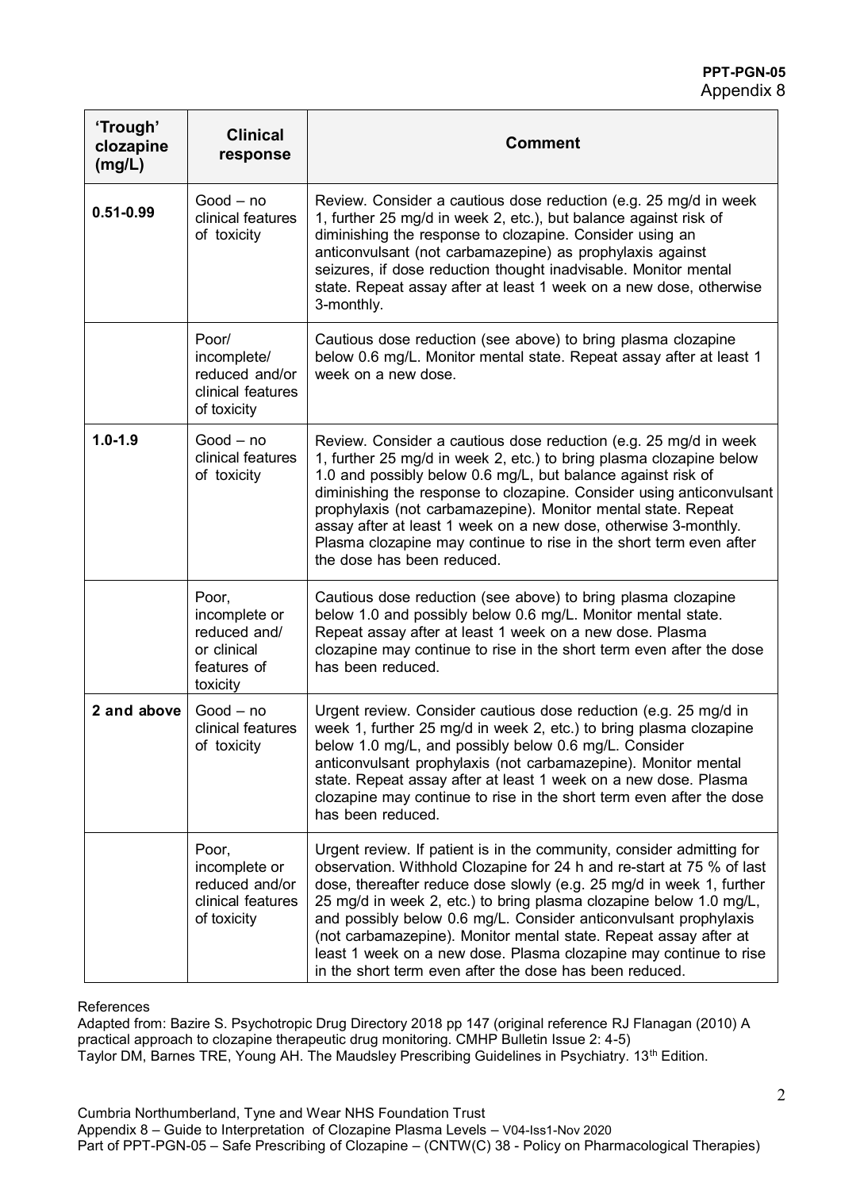| 'Trough' clozapine (mg/L) | Clinical response | Comment |
|---|---|---|
| **0.51-0.99** | Good – no clinical features of toxicity | Review. Consider a cautious dose reduction (e.g. 25 mg/d in week 1, further 25 mg/d in week 2, etc.), but balance against risk of diminishing the response to clozapine. Consider using an anticonvulsant (not carbamazepine) as prophylaxis against seizures, if dose reduction thought inadvisable. Monitor mental state. Repeat assay after at least 1 week on a new dose, otherwise 3-monthly. |
| | Poor/ incomplete/ reduced and/or clinical features of toxicity | Cautious dose reduction (see above) to bring plasma clozapine below 0.6 mg/L. Monitor mental state. Repeat assay after at least 1 week on a new dose. |
| **1.0-1.9** | Good – no clinical features of toxicity | Review. Consider a cautious dose reduction (e.g. 25 mg/d in week 1, further 25 mg/d in week 2, etc.) to bring plasma clozapine below 1.0 and possibly below 0.6 mg/L, but balance against risk of diminishing the response to clozapine. Consider using anticonvulsant prophylaxis (not carbamazepine). Monitor mental state. Repeat assay after at least 1 week on a new dose, otherwise 3-monthly. Plasma clozapine may continue to rise in the short term even after the dose has been reduced. |
| | Poor, incomplete or reduced and/ or clinical features of toxicity | Cautious dose reduction (see above) to bring plasma clozapine below 1.0 and possibly below 0.6 mg/L. Monitor mental state. Repeat assay after at least 1 week on a new dose. Plasma clozapine may continue to rise in the short term even after the dose has been reduced. |
| **2 and above** | Good – no clinical features of toxicity | Urgent review. Consider cautious dose reduction (e.g. 25 mg/d in week 1, further 25 mg/d in week 2, etc.) to bring plasma clozapine below 1.0 mg/L, and possibly below 0.6 mg/L. Consider anticonvulsant prophylaxis (not carbamazepine). Monitor mental state. Repeat assay after at least 1 week on a new dose. Plasma clozapine may continue to rise in the short term even after the dose has been reduced. |
| | Poor, incomplete or reduced and/or clinical features of toxicity | Urgent review. If patient is in the community, consider admitting for observation. Withhold Clozapine for 24 h and re-start at 75 % of last dose, thereafter reduce dose slowly (e.g. 25 mg/d in week 1, further 25 mg/d in week 2, etc.) to bring plasma clozapine below 1.0 mg/L, and possibly below 0.6 mg/L. Consider anticonvulsant prophylaxis (not carbamazepine). Monitor mental state. Repeat assay after at least 1 week on a new dose. Plasma clozapine may continue to rise in the short term even after the dose has been reduced. |

References

Adapted from: Bazire S. Psychotropic Drug Directory 2018 pp 147 (original reference RJ Flanagan (2010) A practical approach to clozapine therapeutic drug monitoring. CMHP Bulletin Issue 2: 4-5)

Taylor DM, Barnes TRE, Young AH. The Maudsley Prescribing Guidelines in Psychiatry. 13th Edition.